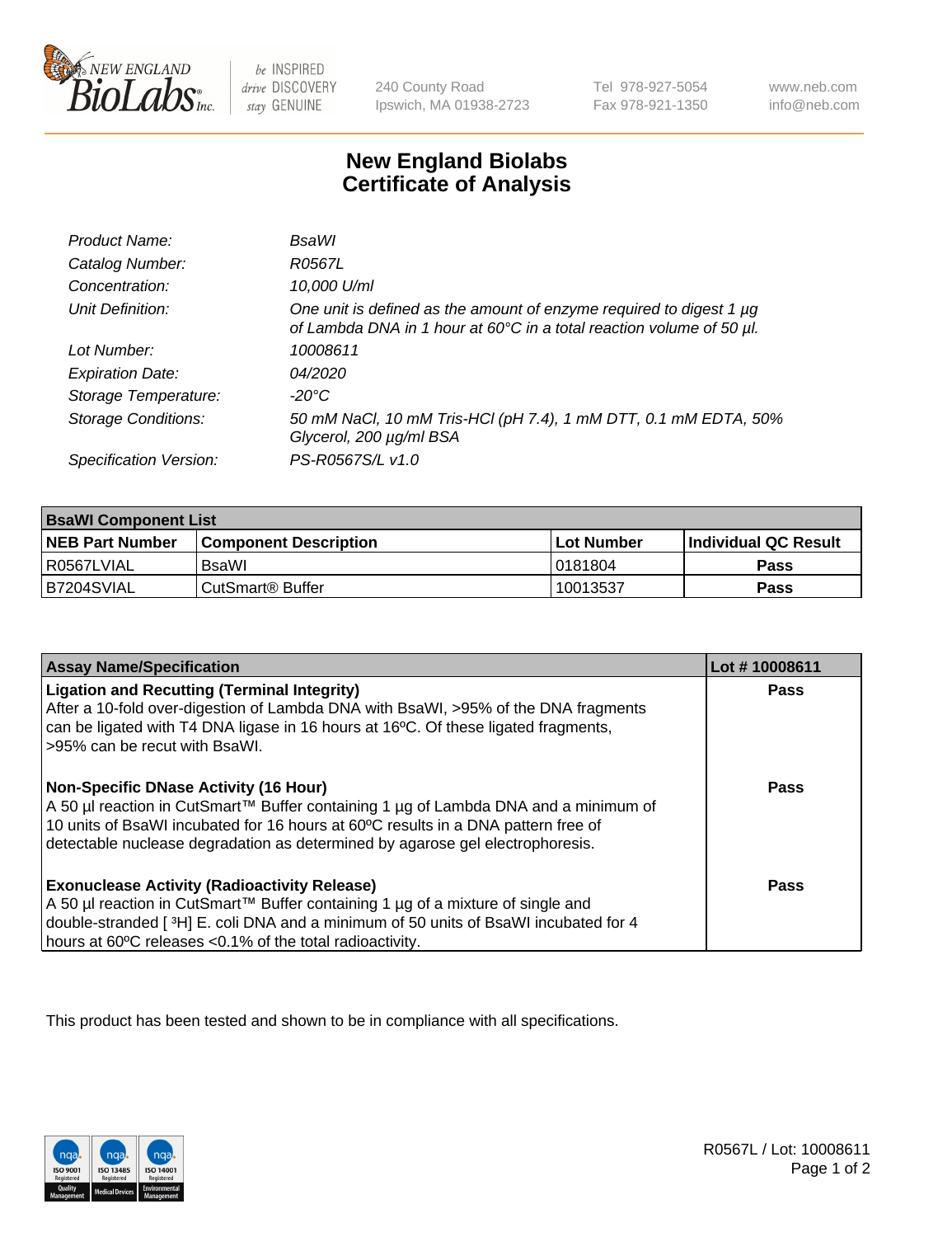New England BioLabs Inc. — be INSPIRED drive DISCOVERY stay GENUINE

240 County Road
Ipswich, MA 01938-2723

Tel 978-927-5054
Fax 978-921-1350

www.neb.com
info@neb.com

# New England Biolabs
# Certificate of Analysis

| | |
|---|---|
| *Product Name:* | *BsaWI* |
| *Catalog Number:* | *R0567L* |
| *Concentration:* | *10,000 U/ml* |
| *Unit Definition:* | *One unit is defined as the amount of enzyme required to digest 1 µg of Lambda DNA in 1 hour at 60°C in a total reaction volume of 50 µl.* |
| *Lot Number:* | *10008611* |
| *Expiration Date:* | *04/2020* |
| *Storage Temperature:* | *-20°C* |
| *Storage Conditions:* | *50 mM NaCl, 10 mM Tris-HCl (pH 7.4), 1 mM DTT, 0.1 mM EDTA, 50% Glycerol, 200 µg/ml BSA* |
| *Specification Version:* | *PS-R0567S/L v1.0* |

| BsaWI Component List | | | |
|---|---|---|---|
| **NEB Part Number** | **Component Description** | **Lot Number** | **Individual QC Result** |
| R0567LVIAL | BsaWI | 0181804 | **Pass** |
| B7204SVIAL | CutSmart® Buffer | 10013537 | **Pass** |

| Assay Name/Specification | Lot # 10008611 |
|---|---|
| **Ligation and Recutting (Terminal Integrity)** After a 10-fold over-digestion of Lambda DNA with BsaWI, >95% of the DNA fragments can be ligated with T4 DNA ligase in 16 hours at 16ºC. Of these ligated fragments, >95% can be recut with BsaWI. | **Pass** |
| **Non-Specific DNase Activity (16 Hour)** A 50 µl reaction in CutSmart™ Buffer containing 1 µg of Lambda DNA and a minimum of 10 units of BsaWI incubated for 16 hours at 60ºC results in a DNA pattern free of detectable nuclease degradation as determined by agarose gel electrophoresis. | **Pass** |
| **Exonuclease Activity (Radioactivity Release)** A 50 µl reaction in CutSmart™ Buffer containing 1 µg of a mixture of single and double-stranded [ $^{3}$H] E. coli DNA and a minimum of 50 units of BsaWI incubated for 4 hours at 60ºC releases <0.1% of the total radioactivity. | **Pass** |

This product has been tested and shown to be in compliance with all specifications.

R0567L / Lot: 10008611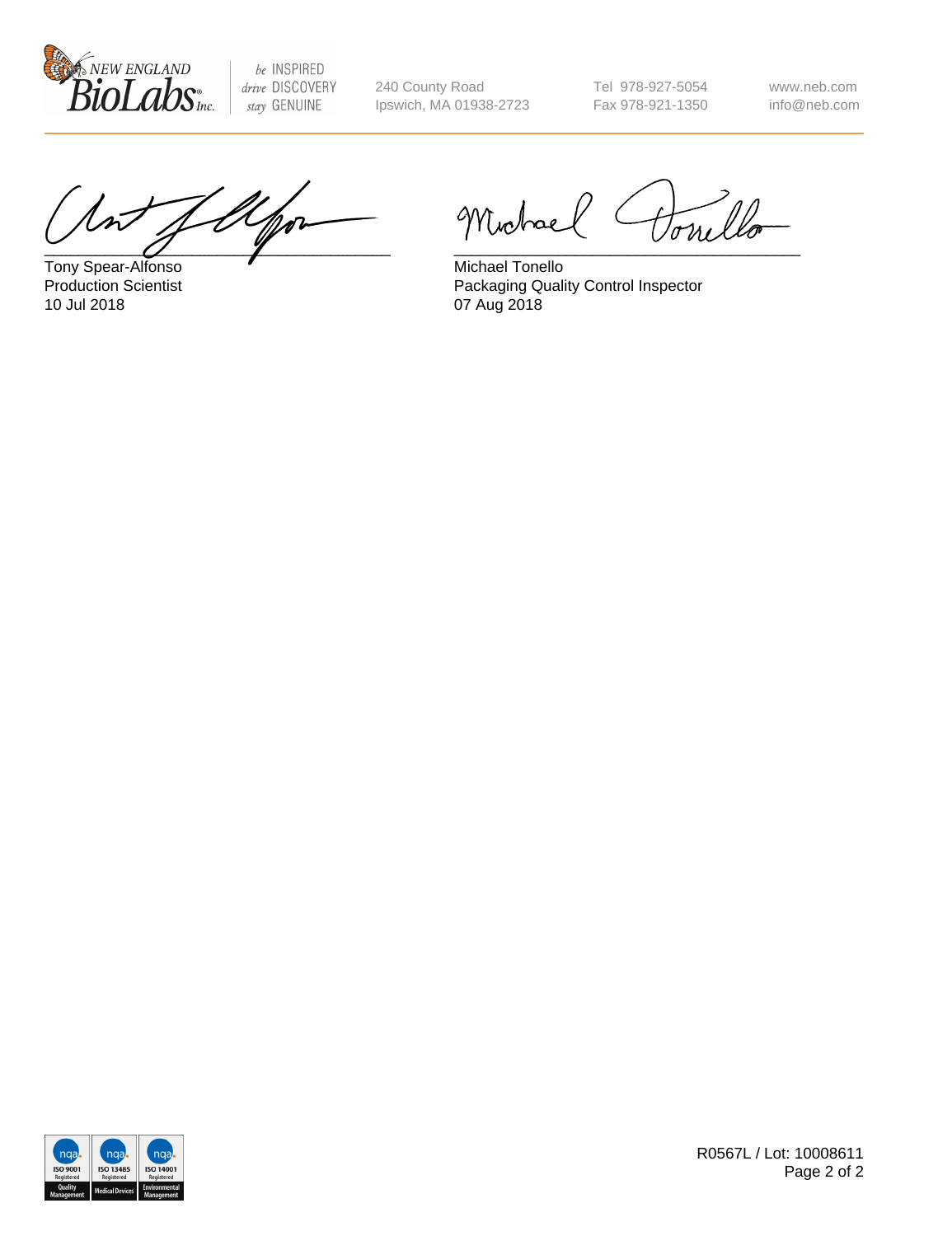NEW ENGLAND BioLabs Inc.

be INSPIRED
drive DISCOVERY
stay GENUINE

240 County Road
Ipswich, MA 01938-2723

Tel 978-927-5054
Fax 978-921-1350

www.neb.com
info@neb.com

Tony Spear-Alfonso
Production Scientist
10 Jul 2018

Michael Tonello
Packaging Quality Control Inspector
07 Aug 2018

R0567L / Lot: 10008611